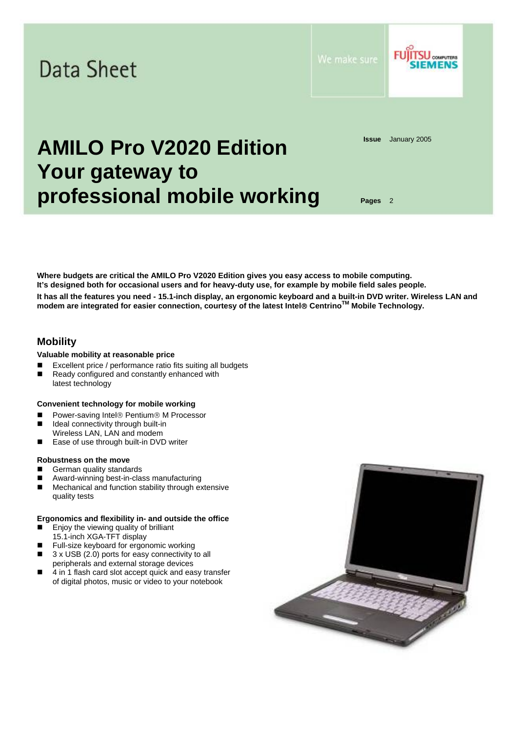Data Sheet

We make sure

# AMILO Pro V2020 Edition Your gateway to professional mobile working

**Issue** January 2005

**Pages** 2

**Where budgets are critical the AMILO Pro V2020 Edition gives you easy access to mobile computing. It's designed both for occasional users and for heavy-duty use, for example by mobile field sales people.**

**It has all the features you need - 15.1-inch display, an ergonomic keyboard and a built-in DVD writer. Wireless LAN and modem are integrated for easier connection, courtesy of the latest Intel® Centrino™ Mobile Technology.**

## Mobility

**Valuable mobility at reasonable price**

- Excellent price / performance ratio fits suiting all budgets
- Ready configured and constantly enhanced with latest technology

**Convenient technology for mobile working**

- Power-saving Intel® Pentium® M Processor
- Ideal connectivity through built-in Wireless LAN, LAN and modem
- Ease of use through built-in DVD writer

**Robustness on the move**

- German quality standards
- Award-winning best-in-class manufacturing
- Mechanical and function stability through extensive quality tests

**Ergonomics and flexibility in- and outside the office**

- Enjoy the viewing quality of brilliant 15.1-inch XGA-TFT display
- Full-size keyboard for ergonomic working
- 3 x USB (2.0) ports for easy connectivity to all peripherals and external storage devices
- 4 in 1 flash card slot accept quick and easy transfer of digital photos, music or video to your notebook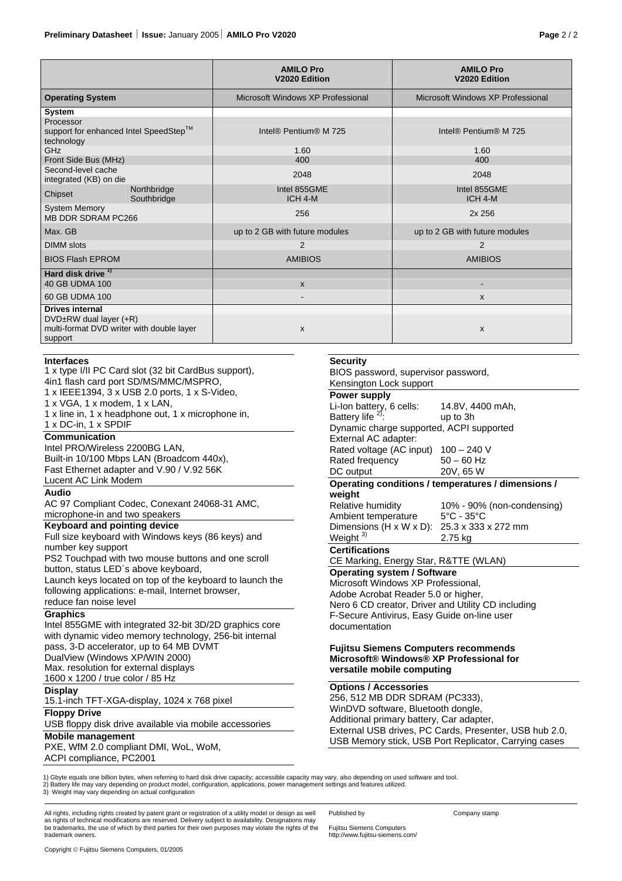| | | AMILO Pro V2020 Edition | AMILO Pro V2020 Edition |
|---|---|---|---|
| **Operating System** | | Microsoft Windows XP Professional | Microsoft Windows XP Professional |
| **System** | | | |
| Processor support for enhanced Intel SpeedStep™ technology | | Intel® Pentium® M 725 | Intel® Pentium® M 725 |
| GHz | | 1.60 | 1.60 |
| Front Side Bus (MHz) | | 400 | 400 |
| Second-level cache integrated (KB) on die | | 2048 | 2048 |
| Chipset | Northbridge Southbridge | Intel 855GME ICH 4-M | Intel 855GME ICH 4-M |
| System Memory MB DDR SDRAM PC266 | | 256 | 2x 256 |
| Max. GB | | up to 2 GB with future modules | up to 2 GB with future modules |
| DIMM slots | | 2 | 2 |
| BIOS Flash EPROM | | AMIBIOS | AMIBIOS |
| **Hard disk drive** [1] | | | |
| 40 GB UDMA 100 | | x | - |
| 60 GB UDMA 100 | | - | x |
| **Drives internal** | | | |
| DVD±RW dual layer (+R) multi-format DVD writer with double layer support | | x | x |

**Interfaces**
1 x type I/II PC Card slot (32 bit CardBus support), 4in1 flash card port SD/MS/MMC/MSPRO, 1 x IEEE1394, 3 x USB 2.0 ports, 1 x S-Video, 1 x VGA, 1 x modem, 1 x LAN, 1 x line in, 1 x headphone out, 1 x microphone in, 1 x DC-in, 1 x SPDIF

**Communication**
Intel PRO/Wireless 2200BG LAN, Built-in 10/100 Mbps LAN (Broadcom 440x), Fast Ethernet adapter and V.90 / V.92 56K Lucent AC Link Modem

**Audio**
AC 97 Compliant Codec, Conexant 24068-31 AMC, microphone-in and two speakers

**Keyboard and pointing device**
Full size keyboard with Windows keys (86 keys) and number key support
PS2 Touchpad with two mouse buttons and one scroll button, status LED´s above keyboard,
Launch keys located on top of the keyboard to launch the following applications: e-mail, Internet browser, reduce fan noise level

**Graphics**
Intel 855GME with integrated 32-bit 3D/2D graphics core with dynamic video memory technology, 256-bit internal pass, 3-D accelerator, up to 64 MB DVMT
DualView (Windows XP/WIN 2000)
Max. resolution for external displays
1600 x 1200 / true color / 85 Hz

**Display**
15.1-inch TFT-XGA-display, 1024 x 768 pixel

**Floppy Drive**
USB floppy disk drive available via mobile accessories

**Mobile management**
PXE, WfM 2.0 compliant DMI, WoL, WoM, ACPI compliance, PC2001

**Security**
BIOS password, supervisor password, Kensington Lock support

**Power supply**

| | |
|---|---|
| Li-Ion battery, 6 cells: | 14.8V, 4400 mAh, |
| Battery life [2]: | up to 3h |

Dynamic charge supported, ACPI supported
External AC adapter:

| | |
|---|---|
| Rated voltage (AC input) | 100 – 240 V |
| Rated frequency | 50 – 60 Hz |
| DC output | 20V, 65 W |

**Operating conditions / temperatures / dimensions / weight**

| | |
|---|---|
| Relative humidity | 10% - 90% (non-condensing) |
| Ambient temperature | 5°C - 35°C |
| Dimensions (H x W x D): | 25.3 x 333 x 272 mm |
| Weight [3] | 2.75 kg |

**Certifications**
CE Marking, Energy Star, R&TTE (WLAN)

**Operating system / Software**
Microsoft Windows XP Professional, Adobe Acrobat Reader 5.0 or higher, Nero 6 CD creator, Driver and Utility CD including F-Secure Antivirus, Easy Guide on-line user documentation

**Fujitsu Siemens Computers recommends Microsoft® Windows® XP Professional for versatile mobile computing**

**Options / Accessories**
256, 512 MB DDR SDRAM (PC333), WinDVD software, Bluetooth dongle, Additional primary battery, Car adapter, External USB drives, PC Cards, Presenter, USB hub 2.0, USB Memory stick, USB Port Replicator, Carrying cases

1) Gbyte equals one billion bytes, when referring to hard disk drive capacity; accessible capacity may vary, also depending on used software and tool.
2) Battery life may vary depending on product model, configuration, applications, power management settings and features utilized.
3) Weight may vary depending on actual configuration

All rights, including rights created by patent grant or registration of a utility model or design as well as rights of technical modifications are reserved. Delivery subject to availability. Designations may be trademarks, the use of which by third parties for their own purposes may violate the rights of the trademark owners.

Published by
Fujitsu Siemens Computers
http://www.fujitsu-siemens.com/

Company stamp

Copyright © Fujitsu Siemens Computers, 01/2005